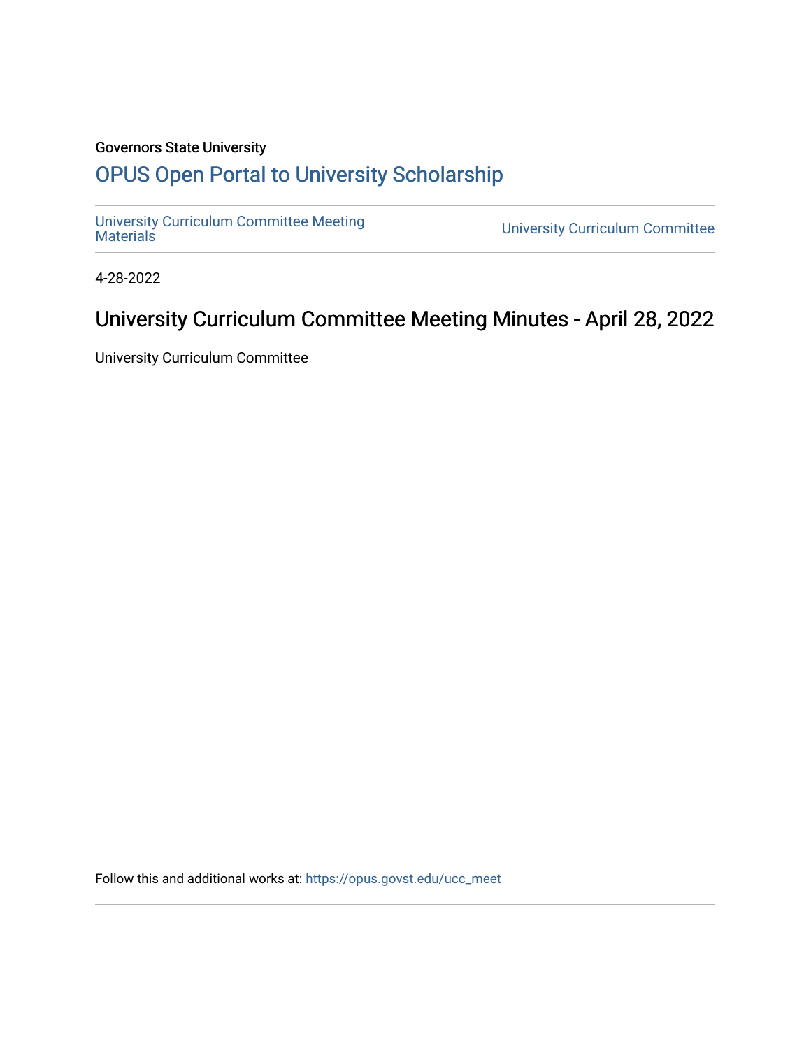Governors State University

## OPUS Open Portal to University Scholarship

University Curriculum Committee Meeting Materials

University Curriculum Committee

4-28-2022

# University Curriculum Committee Meeting Minutes - April 28, 2022

University Curriculum Committee

Follow this and additional works at: https://opus.govst.edu/ucc_meet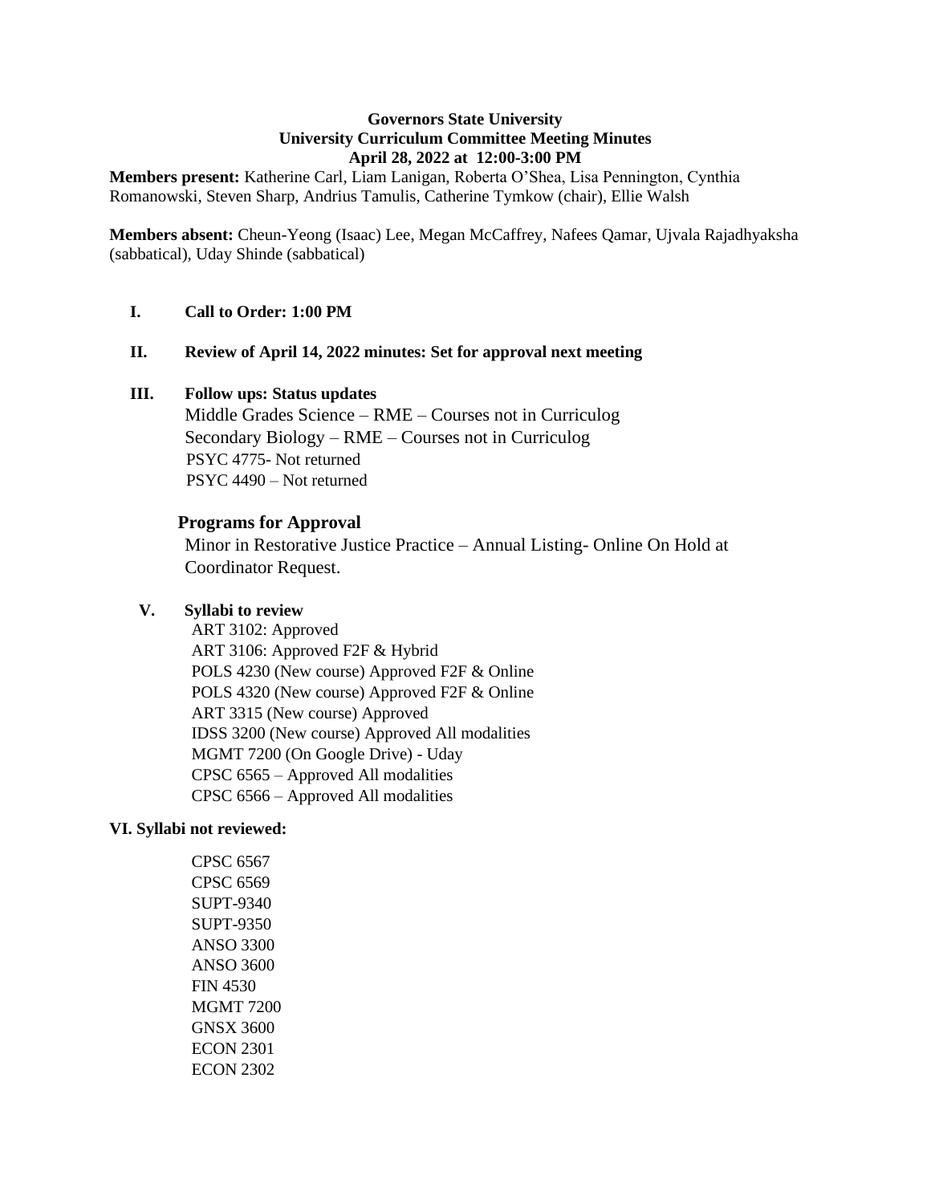**Governors State University**
**University Curriculum Committee Meeting Minutes**
**April 28, 2022 at 12:00-3:00 PM**

**Members present:** Katherine Carl, Liam Lanigan, Roberta O'Shea, Lisa Pennington, Cynthia Romanowski, Steven Sharp, Andrius Tamulis, Catherine Tymkow (chair), Ellie Walsh

**Members absent:** Cheun-Yeong (Isaac) Lee, Megan McCaffrey, Nafees Qamar, Ujvala Rajadhyaksha (sabbatical), Uday Shinde (sabbatical)

**I. Call to Order: 1:00 PM**

**II. Review of April 14, 2022 minutes: Set for approval next meeting**

**III. Follow ups: Status updates**

Middle Grades Science – RME – Courses not in Curriculog
Secondary Biology – RME – Courses not in Curriculog
PSYC 4775- Not returned
PSYC 4490 – Not returned

**Programs for Approval**

Minor in Restorative Justice Practice – Annual Listing- Online On Hold at Coordinator Request.

**V. Syllabi to review**

ART 3102: Approved
ART 3106: Approved F2F & Hybrid
POLS 4230 (New course) Approved F2F & Online
POLS 4320 (New course) Approved F2F & Online
ART 3315 (New course) Approved
IDSS 3200 (New course) Approved All modalities
MGMT 7200 (On Google Drive) - Uday
CPSC 6565 – Approved All modalities
CPSC 6566 – Approved All modalities

**VI. Syllabi not reviewed:**

CPSC 6567
CPSC 6569
SUPT-9340
SUPT-9350
ANSO 3300
ANSO 3600
FIN 4530
MGMT 7200
GNSX 3600
ECON 2301
ECON 2302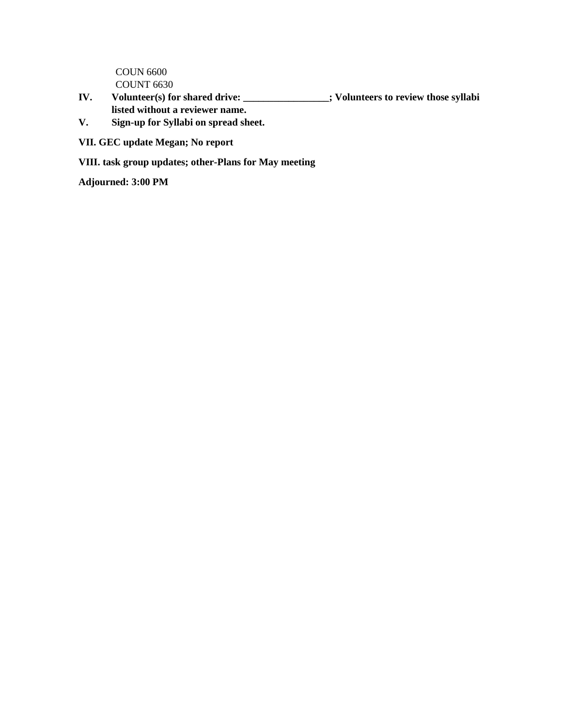COUN 6600
COUNT 6630

**IV. Volunteer(s) for shared drive: _________________; Volunteers to review those syllabi listed without a reviewer name.**

**V. Sign-up for Syllabi on spread sheet.**

**VII. GEC update Megan; No report**

**VIII. task group updates; other-Plans for May meeting**

**Adjourned: 3:00 PM**